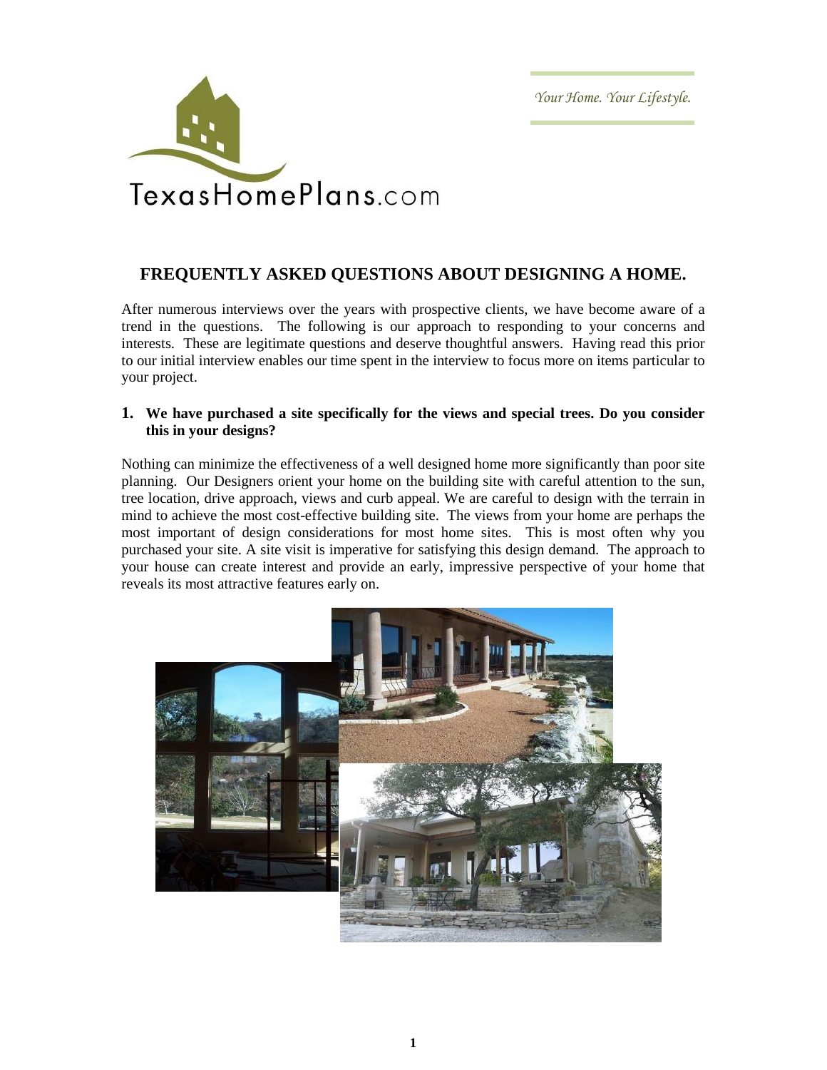TexasHomePlans.com

*Your Home. Your Lifestyle.*

## FREQUENTLY ASKED QUESTIONS ABOUT DESIGNING A HOME.

After numerous interviews over the years with prospective clients, we have become aware of a trend in the questions. The following is our approach to responding to your concerns and interests. These are legitimate questions and deserve thoughtful answers. Having read this prior to our initial interview enables our time spent in the interview to focus more on items particular to your project.

### 1. We have purchased a site specifically for the views and special trees. Do you consider this in your designs?

Nothing can minimize the effectiveness of a well designed home more significantly than poor site planning. Our Designers orient your home on the building site with careful attention to the sun, tree location, drive approach, views and curb appeal. We are careful to design with the terrain in mind to achieve the most cost-effective building site. The views from your home are perhaps the most important of design considerations for most home sites. This is most often why you purchased your site. A site visit is imperative for satisfying this design demand. The approach to your house can create interest and provide an early, impressive perspective of your home that reveals its most attractive features early on.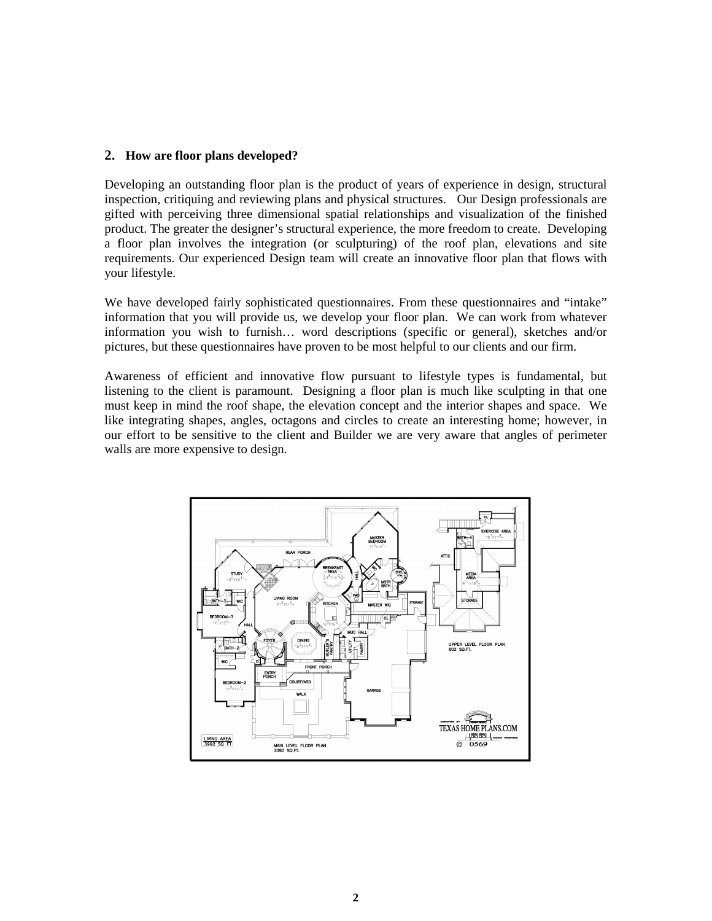## 2. How are floor plans developed?

Developing an outstanding floor plan is the product of years of experience in design, structural inspection, critiquing and reviewing plans and physical structures. Our Design professionals are gifted with perceiving three dimensional spatial relationships and visualization of the finished product. The greater the designer's structural experience, the more freedom to create. Developing a floor plan involves the integration (or sculpturing) of the roof plan, elevations and site requirements. Our experienced Design team will create an innovative floor plan that flows with your lifestyle.

We have developed fairly sophisticated questionnaires. From these questionnaires and "intake" information that you will provide us, we develop your floor plan. We can work from whatever information you wish to furnish… word descriptions (specific or general), sketches and/or pictures, but these questionnaires have proven to be most helpful to our clients and our firm.

Awareness of efficient and innovative flow pursuant to lifestyle types is fundamental, but listening to the client is paramount. Designing a floor plan is much like sculpting in that one must keep in mind the roof shape, the elevation concept and the interior shapes and space. We like integrating shapes, angles, octagons and circles to create an interesting home; however, in our effort to be sensitive to the client and Builder we are very aware that angles of perimeter walls are more expensive to design.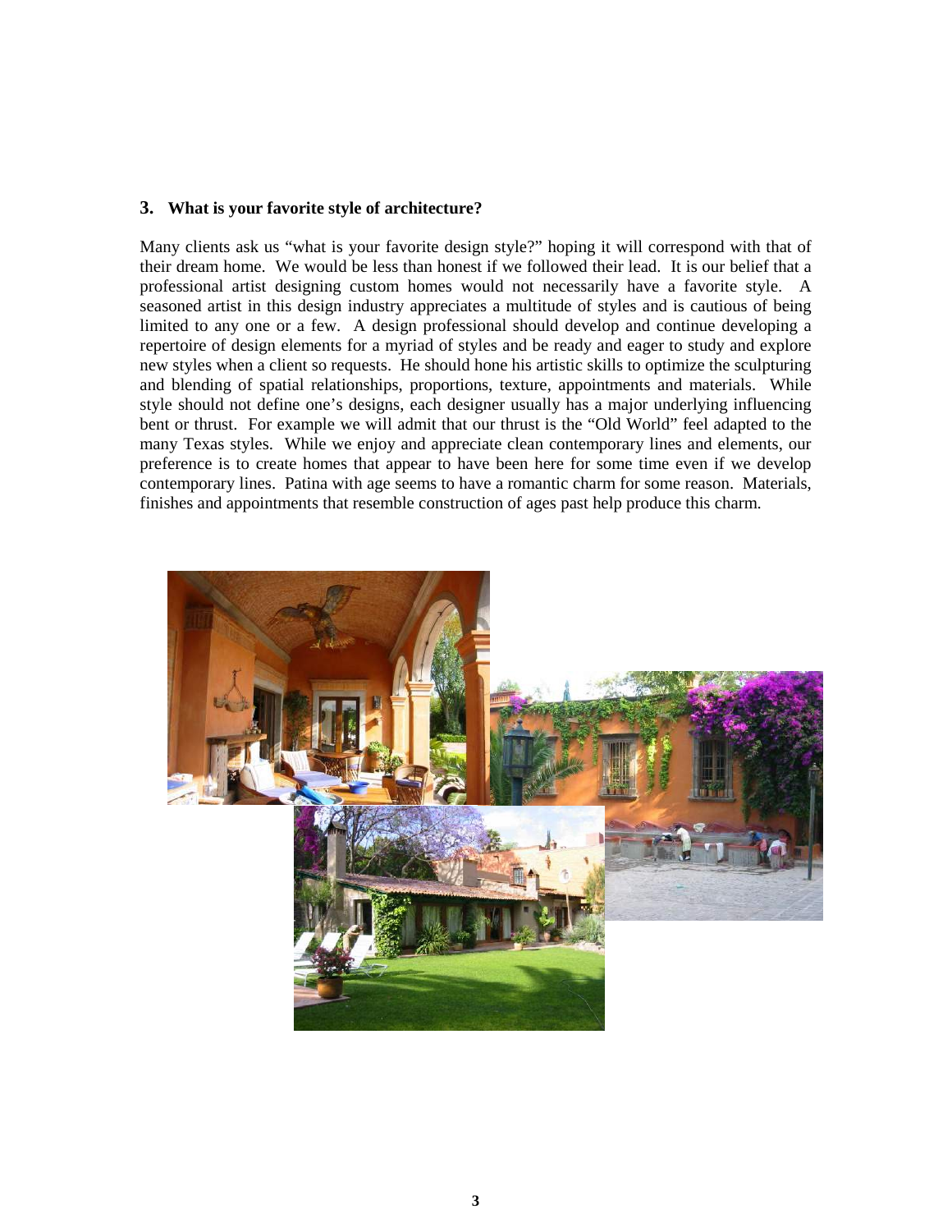### 3. What is your favorite style of architecture?

Many clients ask us “what is your favorite design style?” hoping it will correspond with that of their dream home. We would be less than honest if we followed their lead. It is our belief that a professional artist designing custom homes would not necessarily have a favorite style. A seasoned artist in this design industry appreciates a multitude of styles and is cautious of being limited to any one or a few. A design professional should develop and continue developing a repertoire of design elements for a myriad of styles and be ready and eager to study and explore new styles when a client so requests. He should hone his artistic skills to optimize the sculpturing and blending of spatial relationships, proportions, texture, appointments and materials. While style should not define one’s designs, each designer usually has a major underlying influencing bent or thrust. For example we will admit that our thrust is the “Old World” feel adapted to the many Texas styles. While we enjoy and appreciate clean contemporary lines and elements, our preference is to create homes that appear to have been here for some time even if we develop contemporary lines. Patina with age seems to have a romantic charm for some reason. Materials, finishes and appointments that resemble construction of ages past help produce this charm.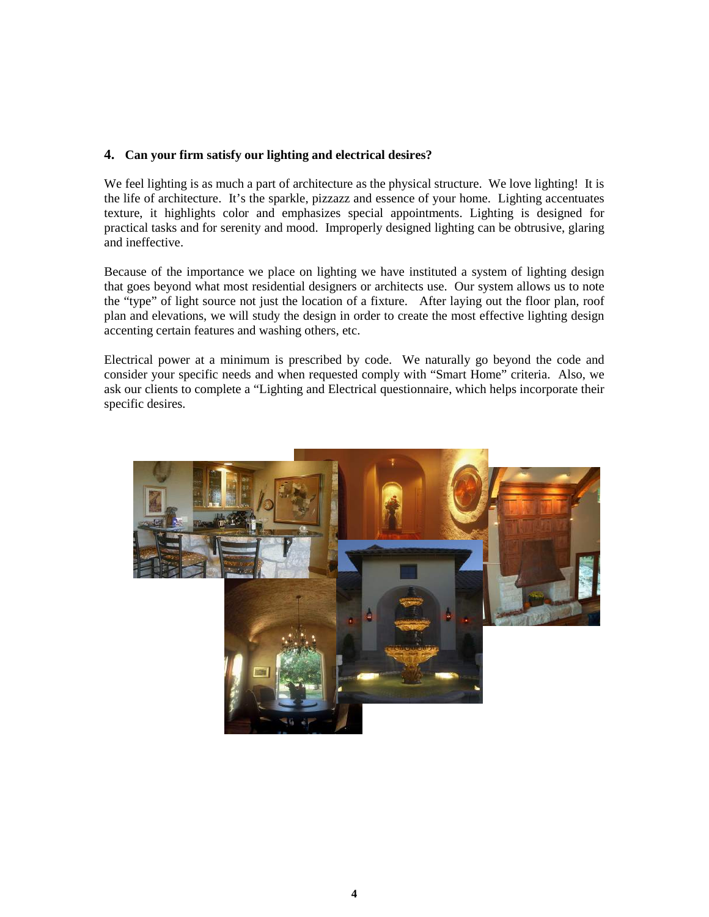## 4. Can your firm satisfy our lighting and electrical desires?

We feel lighting is as much a part of architecture as the physical structure. We love lighting! It is the life of architecture. It's the sparkle, pizzazz and essence of your home. Lighting accentuates texture, it highlights color and emphasizes special appointments. Lighting is designed for practical tasks and for serenity and mood. Improperly designed lighting can be obtrusive, glaring and ineffective.

Because of the importance we place on lighting we have instituted a system of lighting design that goes beyond what most residential designers or architects use. Our system allows us to note the "type" of light source not just the location of a fixture. After laying out the floor plan, roof plan and elevations, we will study the design in order to create the most effective lighting design accenting certain features and washing others, etc.

Electrical power at a minimum is prescribed by code. We naturally go beyond the code and consider your specific needs and when requested comply with "Smart Home" criteria. Also, we ask our clients to complete a "Lighting and Electrical questionnaire, which helps incorporate their specific desires.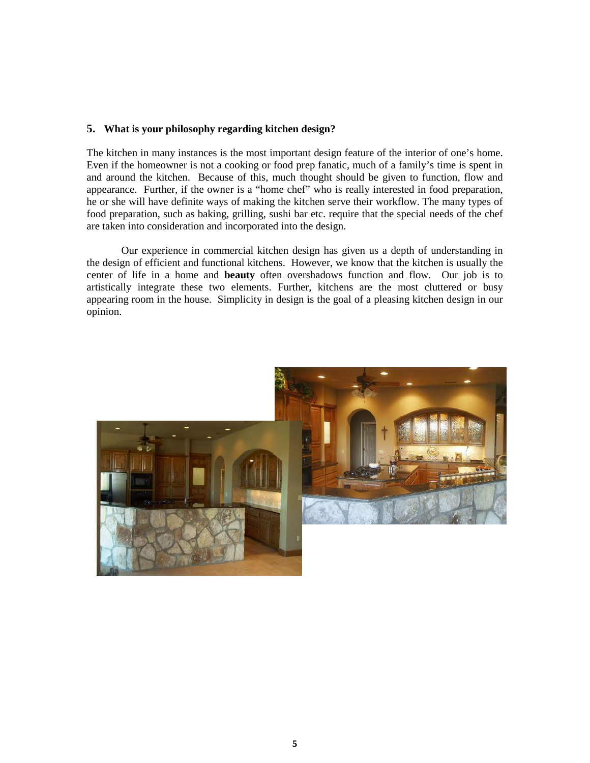**5. What is your philosophy regarding kitchen design?**

The kitchen in many instances is the most important design feature of the interior of one's home. Even if the homeowner is not a cooking or food prep fanatic, much of a family's time is spent in and around the kitchen. Because of this, much thought should be given to function, flow and appearance. Further, if the owner is a "home chef" who is really interested in food preparation, he or she will have definite ways of making the kitchen serve their workflow. The many types of food preparation, such as baking, grilling, sushi bar etc. require that the special needs of the chef are taken into consideration and incorporated into the design.

Our experience in commercial kitchen design has given us a depth of understanding in the design of efficient and functional kitchens. However, we know that the kitchen is usually the center of life in a home and **beauty** often overshadows function and flow. Our job is to artistically integrate these two elements. Further, kitchens are the most cluttered or busy appearing room in the house. Simplicity in design is the goal of a pleasing kitchen design in our opinion.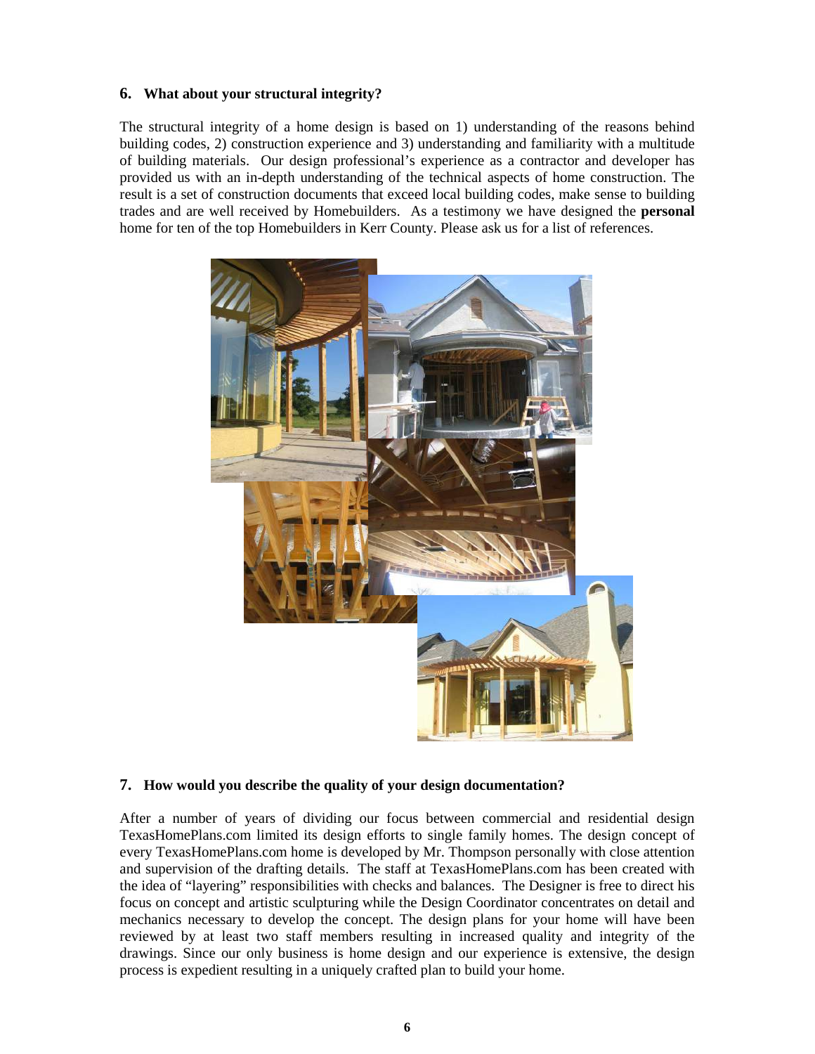## 6. What about your structural integrity?

The structural integrity of a home design is based on 1) understanding of the reasons behind building codes, 2) construction experience and 3) understanding and familiarity with a multitude of building materials. Our design professional's experience as a contractor and developer has provided us with an in-depth understanding of the technical aspects of home construction. The result is a set of construction documents that exceed local building codes, make sense to building trades and are well received by Homebuilders. As a testimony we have designed the **personal** home for ten of the top Homebuilders in Kerr County. Please ask us for a list of references.

## 7. How would you describe the quality of your design documentation?

After a number of years of dividing our focus between commercial and residential design TexasHomePlans.com limited its design efforts to single family homes. The design concept of every TexasHomePlans.com home is developed by Mr. Thompson personally with close attention and supervision of the drafting details. The staff at TexasHomePlans.com has been created with the idea of "layering" responsibilities with checks and balances. The Designer is free to direct his focus on concept and artistic sculpturing while the Design Coordinator concentrates on detail and mechanics necessary to develop the concept. The design plans for your home will have been reviewed by at least two staff members resulting in increased quality and integrity of the drawings. Since our only business is home design and our experience is extensive, the design process is expedient resulting in a uniquely crafted plan to build your home.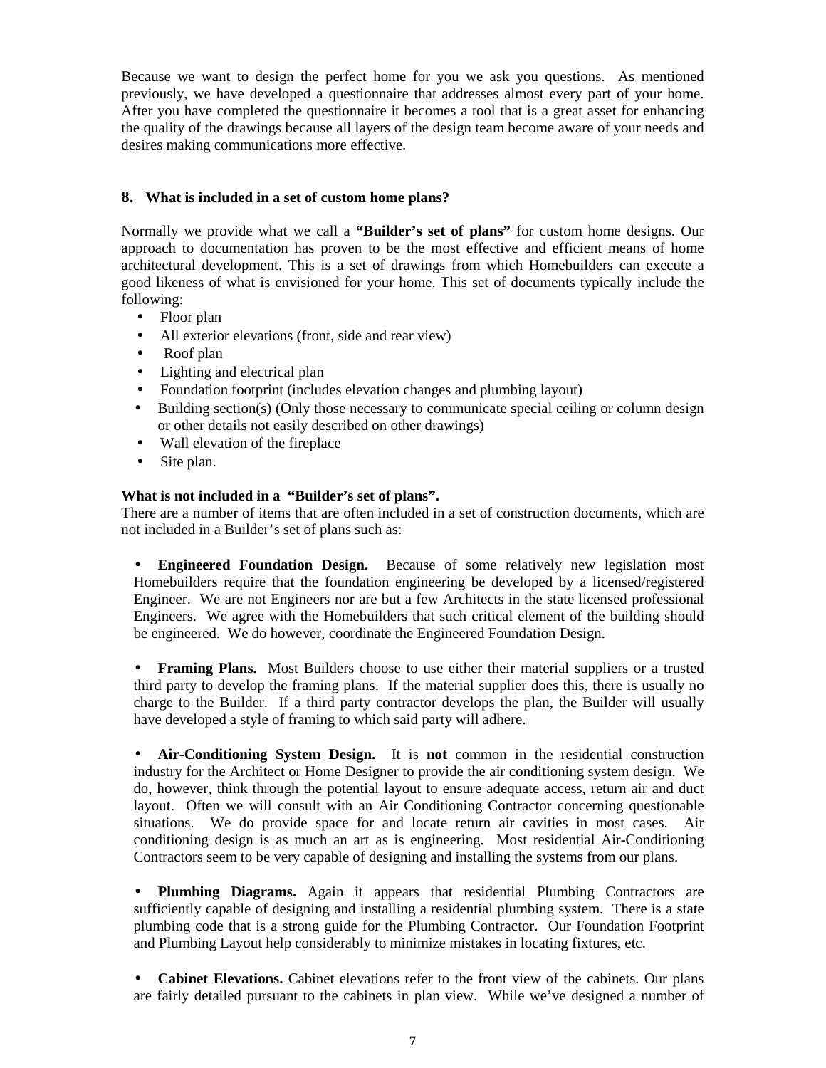Because we want to design the perfect home for you we ask you questions. As mentioned previously, we have developed a questionnaire that addresses almost every part of your home. After you have completed the questionnaire it becomes a tool that is a great asset for enhancing the quality of the drawings because all layers of the design team become aware of your needs and desires making communications more effective.

### 8. What is included in a set of custom home plans?

Normally we provide what we call a **"Builder's set of plans"** for custom home designs. Our approach to documentation has proven to be the most effective and efficient means of home architectural development. This is a set of drawings from which Homebuilders can execute a good likeness of what is envisioned for your home. This set of documents typically include the following:

- Floor plan
- All exterior elevations (front, side and rear view)
- Roof plan
- Lighting and electrical plan
- Foundation footprint (includes elevation changes and plumbing layout)
- Building section(s) (Only those necessary to communicate special ceiling or column design or other details not easily described on other drawings)
- Wall elevation of the fireplace
- Site plan.

**What is not included in a "Builder's set of plans".**

There are a number of items that are often included in a set of construction documents, which are not included in a Builder's set of plans such as:

- **Engineered Foundation Design.** Because of some relatively new legislation most Homebuilders require that the foundation engineering be developed by a licensed/registered Engineer. We are not Engineers nor are but a few Architects in the state licensed professional Engineers. We agree with the Homebuilders that such critical element of the building should be engineered. We do however, coordinate the Engineered Foundation Design.

- **Framing Plans.** Most Builders choose to use either their material suppliers or a trusted third party to develop the framing plans. If the material supplier does this, there is usually no charge to the Builder. If a third party contractor develops the plan, the Builder will usually have developed a style of framing to which said party will adhere.

- **Air-Conditioning System Design.** It is **not** common in the residential construction industry for the Architect or Home Designer to provide the air conditioning system design. We do, however, think through the potential layout to ensure adequate access, return air and duct layout. Often we will consult with an Air Conditioning Contractor concerning questionable situations. We do provide space for and locate return air cavities in most cases. Air conditioning design is as much an art as is engineering. Most residential Air-Conditioning Contractors seem to be very capable of designing and installing the systems from our plans.

- **Plumbing Diagrams.** Again it appears that residential Plumbing Contractors are sufficiently capable of designing and installing a residential plumbing system. There is a state plumbing code that is a strong guide for the Plumbing Contractor. Our Foundation Footprint and Plumbing Layout help considerably to minimize mistakes in locating fixtures, etc.

- **Cabinet Elevations.** Cabinet elevations refer to the front view of the cabinets. Our plans are fairly detailed pursuant to the cabinets in plan view. While we've designed a number of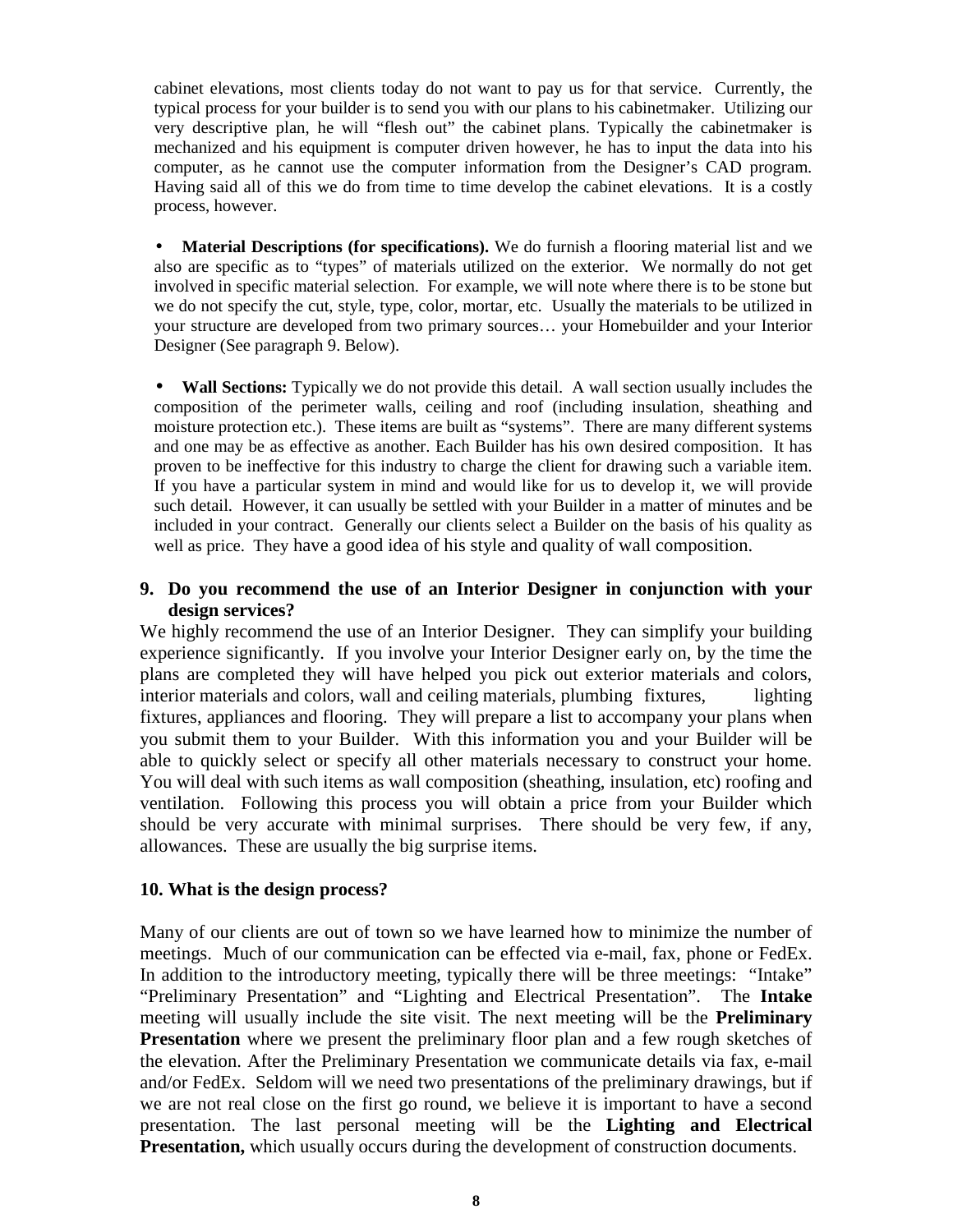cabinet elevations, most clients today do not want to pay us for that service. Currently, the typical process for your builder is to send you with our plans to his cabinetmaker. Utilizing our very descriptive plan, he will "flesh out" the cabinet plans. Typically the cabinetmaker is mechanized and his equipment is computer driven however, he has to input the data into his computer, as he cannot use the computer information from the Designer's CAD program. Having said all of this we do from time to time develop the cabinet elevations. It is a costly process, however.

- **Material Descriptions (for specifications).** We do furnish a flooring material list and we also are specific as to "types" of materials utilized on the exterior. We normally do not get involved in specific material selection. For example, we will note where there is to be stone but we do not specify the cut, style, type, color, mortar, etc. Usually the materials to be utilized in your structure are developed from two primary sources… your Homebuilder and your Interior Designer (See paragraph 9. Below).

- **Wall Sections:** Typically we do not provide this detail. A wall section usually includes the composition of the perimeter walls, ceiling and roof (including insulation, sheathing and moisture protection etc.). These items are built as "systems". There are many different systems and one may be as effective as another. Each Builder has his own desired composition. It has proven to be ineffective for this industry to charge the client for drawing such a variable item. If you have a particular system in mind and would like for us to develop it, we will provide such detail. However, it can usually be settled with your Builder in a matter of minutes and be included in your contract. Generally our clients select a Builder on the basis of his quality as well as price. They have a good idea of his style and quality of wall composition.

**9. Do you recommend the use of an Interior Designer in conjunction with your design services?**

We highly recommend the use of an Interior Designer. They can simplify your building experience significantly. If you involve your Interior Designer early on, by the time the plans are completed they will have helped you pick out exterior materials and colors, interior materials and colors, wall and ceiling materials, plumbing fixtures, lighting fixtures, appliances and flooring. They will prepare a list to accompany your plans when you submit them to your Builder. With this information you and your Builder will be able to quickly select or specify all other materials necessary to construct your home. You will deal with such items as wall composition (sheathing, insulation, etc) roofing and ventilation. Following this process you will obtain a price from your Builder which should be very accurate with minimal surprises. There should be very few, if any, allowances. These are usually the big surprise items.

**10. What is the design process?**

Many of our clients are out of town so we have learned how to minimize the number of meetings. Much of our communication can be effected via e-mail, fax, phone or FedEx. In addition to the introductory meeting, typically there will be three meetings: "Intake" "Preliminary Presentation" and "Lighting and Electrical Presentation". The **Intake** meeting will usually include the site visit. The next meeting will be the **Preliminary Presentation** where we present the preliminary floor plan and a few rough sketches of the elevation. After the Preliminary Presentation we communicate details via fax, e-mail and/or FedEx. Seldom will we need two presentations of the preliminary drawings, but if we are not real close on the first go round, we believe it is important to have a second presentation. The last personal meeting will be the **Lighting and Electrical Presentation,** which usually occurs during the development of construction documents.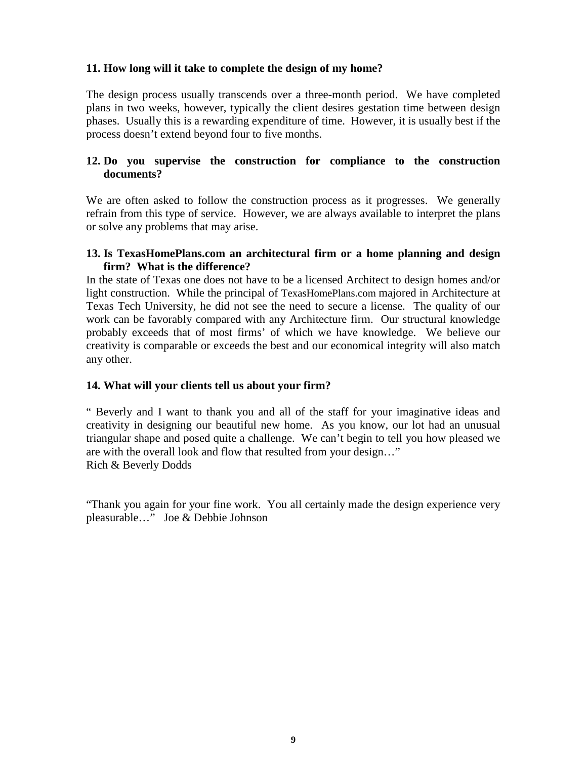**11. How long will it take to complete the design of my home?**

The design process usually transcends over a three-month period. We have completed plans in two weeks, however, typically the client desires gestation time between design phases. Usually this is a rewarding expenditure of time. However, it is usually best if the process doesn't extend beyond four to five months.

**12. Do you supervise the construction for compliance to the construction documents?**

We are often asked to follow the construction process as it progresses. We generally refrain from this type of service. However, we are always available to interpret the plans or solve any problems that may arise.

**13. Is TexasHomePlans.com an architectural firm or a home planning and design firm? What is the difference?**

In the state of Texas one does not have to be a licensed Architect to design homes and/or light construction. While the principal of TexasHomePlans.com majored in Architecture at Texas Tech University, he did not see the need to secure a license. The quality of our work can be favorably compared with any Architecture firm. Our structural knowledge probably exceeds that of most firms' of which we have knowledge. We believe our creativity is comparable or exceeds the best and our economical integrity will also match any other.

**14. What will your clients tell us about your firm?**

" Beverly and I want to thank you and all of the staff for your imaginative ideas and creativity in designing our beautiful new home. As you know, our lot had an unusual triangular shape and posed quite a challenge. We can't begin to tell you how pleased we are with the overall look and flow that resulted from your design…"
Rich & Beverly Dodds

"Thank you again for your fine work. You all certainly made the design experience very pleasurable…" Joe & Debbie Johnson